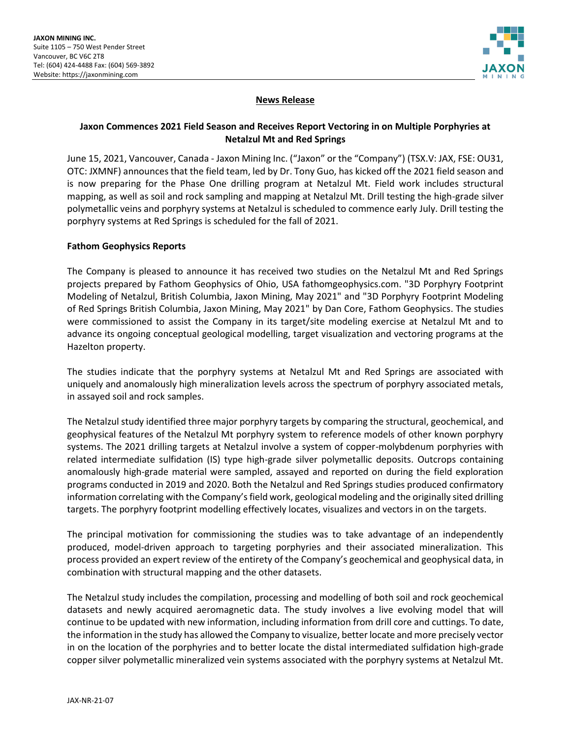**JAXON MINING INC.**
Suite 1105 – 750 West Pender Street
Vancouver, BC V6C 2T8
Tel: (604) 424-4488 Fax: (604) 569-3892
Website: https://jaxonmining.com

## News Release

### Jaxon Commences 2021 Field Season and Receives Report Vectoring in on Multiple Porphyries at Netalzul Mt and Red Springs

June 15, 2021, Vancouver, Canada - Jaxon Mining Inc. ("Jaxon" or the "Company") (TSX.V: JAX, FSE: OU31, OTC: JXMNF) announces that the field team, led by Dr. Tony Guo, has kicked off the 2021 field season and is now preparing for the Phase One drilling program at Netalzul Mt. Field work includes structural mapping, as well as soil and rock sampling and mapping at Netalzul Mt. Drill testing the high-grade silver polymetallic veins and porphyry systems at Netalzul is scheduled to commence early July. Drill testing the porphyry systems at Red Springs is scheduled for the fall of 2021.

**Fathom Geophysics Reports**

The Company is pleased to announce it has received two studies on the Netalzul Mt and Red Springs projects prepared by Fathom Geophysics of Ohio, USA fathomgeophysics.com. "3D Porphyry Footprint Modeling of Netalzul, British Columbia, Jaxon Mining, May 2021" and "3D Porphyry Footprint Modeling of Red Springs British Columbia, Jaxon Mining, May 2021" by Dan Core, Fathom Geophysics. The studies were commissioned to assist the Company in its target/site modeling exercise at Netalzul Mt and to advance its ongoing conceptual geological modelling, target visualization and vectoring programs at the Hazelton property.

The studies indicate that the porphyry systems at Netalzul Mt and Red Springs are associated with uniquely and anomalously high mineralization levels across the spectrum of porphyry associated metals, in assayed soil and rock samples.

The Netalzul study identified three major porphyry targets by comparing the structural, geochemical, and geophysical features of the Netalzul Mt porphyry system to reference models of other known porphyry systems. The 2021 drilling targets at Netalzul involve a system of copper-molybdenum porphyries with related intermediate sulfidation (IS) type high-grade silver polymetallic deposits. Outcrops containing anomalously high-grade material were sampled, assayed and reported on during the field exploration programs conducted in 2019 and 2020. Both the Netalzul and Red Springs studies produced confirmatory information correlating with the Company's field work, geological modeling and the originally sited drilling targets. The porphyry footprint modelling effectively locates, visualizes and vectors in on the targets.

The principal motivation for commissioning the studies was to take advantage of an independently produced, model-driven approach to targeting porphyries and their associated mineralization. This process provided an expert review of the entirety of the Company's geochemical and geophysical data, in combination with structural mapping and the other datasets.

The Netalzul study includes the compilation, processing and modelling of both soil and rock geochemical datasets and newly acquired aeromagnetic data. The study involves a live evolving model that will continue to be updated with new information, including information from drill core and cuttings. To date, the information in the study has allowed the Company to visualize, better locate and more precisely vector in on the location of the porphyries and to better locate the distal intermediated sulfidation high-grade copper silver polymetallic mineralized vein systems associated with the porphyry systems at Netalzul Mt.

JAX-NR-21-07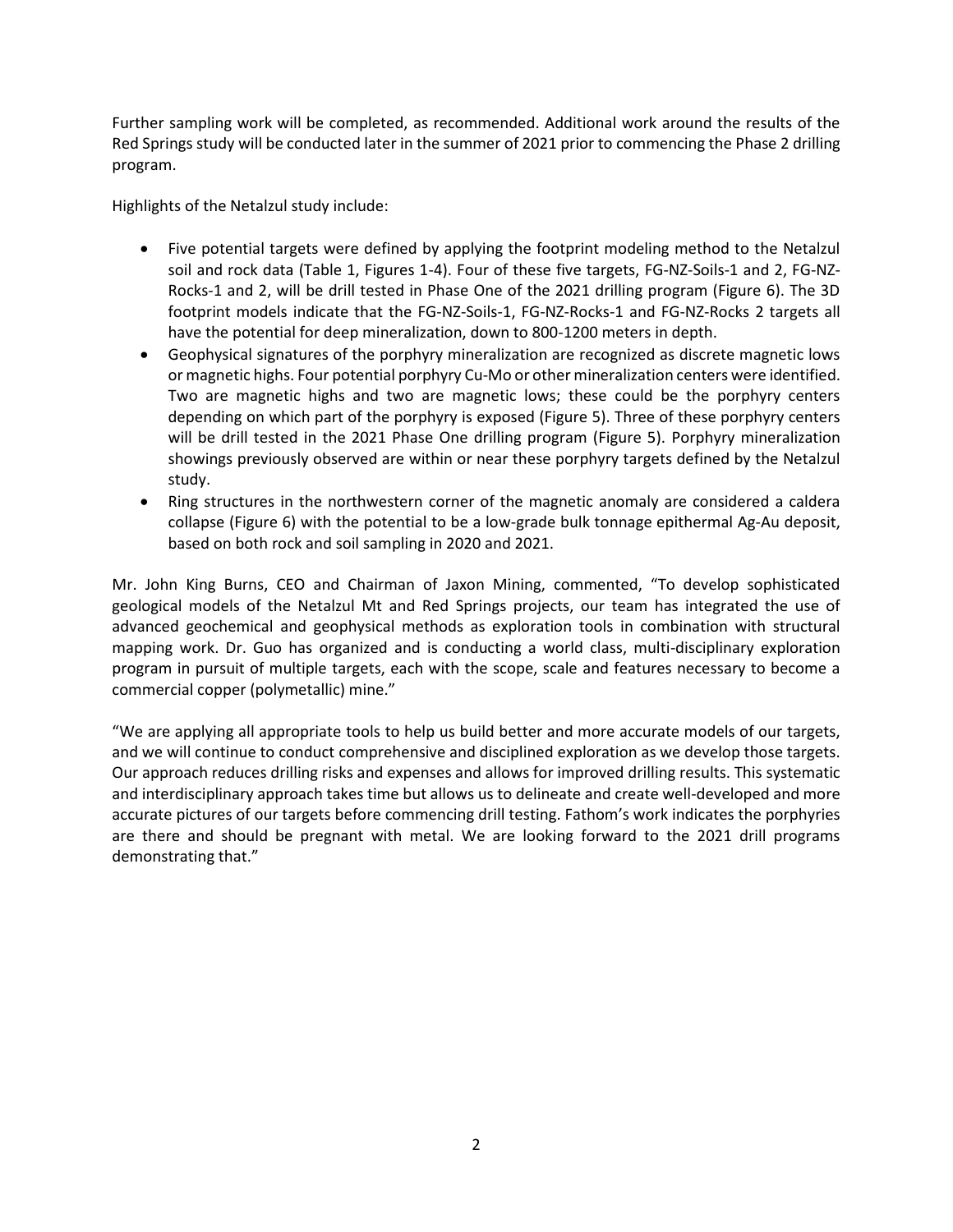Further sampling work will be completed, as recommended. Additional work around the results of the Red Springs study will be conducted later in the summer of 2021 prior to commencing the Phase 2 drilling program.

Highlights of the Netalzul study include:

- Five potential targets were defined by applying the footprint modeling method to the Netalzul soil and rock data (Table 1, Figures 1-4). Four of these five targets, FG-NZ-Soils-1 and 2, FG-NZ-Rocks-1 and 2, will be drill tested in Phase One of the 2021 drilling program (Figure 6). The 3D footprint models indicate that the FG-NZ-Soils-1, FG-NZ-Rocks-1 and FG-NZ-Rocks 2 targets all have the potential for deep mineralization, down to 800-1200 meters in depth.
- Geophysical signatures of the porphyry mineralization are recognized as discrete magnetic lows or magnetic highs. Four potential porphyry Cu-Mo or other mineralization centers were identified. Two are magnetic highs and two are magnetic lows; these could be the porphyry centers depending on which part of the porphyry is exposed (Figure 5). Three of these porphyry centers will be drill tested in the 2021 Phase One drilling program (Figure 5). Porphyry mineralization showings previously observed are within or near these porphyry targets defined by the Netalzul study.
- Ring structures in the northwestern corner of the magnetic anomaly are considered a caldera collapse (Figure 6) with the potential to be a low-grade bulk tonnage epithermal Ag-Au deposit, based on both rock and soil sampling in 2020 and 2021.

Mr. John King Burns, CEO and Chairman of Jaxon Mining, commented, "To develop sophisticated geological models of the Netalzul Mt and Red Springs projects, our team has integrated the use of advanced geochemical and geophysical methods as exploration tools in combination with structural mapping work. Dr. Guo has organized and is conducting a world class, multi-disciplinary exploration program in pursuit of multiple targets, each with the scope, scale and features necessary to become a commercial copper (polymetallic) mine."

"We are applying all appropriate tools to help us build better and more accurate models of our targets, and we will continue to conduct comprehensive and disciplined exploration as we develop those targets. Our approach reduces drilling risks and expenses and allows for improved drilling results. This systematic and interdisciplinary approach takes time but allows us to delineate and create well-developed and more accurate pictures of our targets before commencing drill testing. Fathom's work indicates the porphyries are there and should be pregnant with metal. We are looking forward to the 2021 drill programs demonstrating that."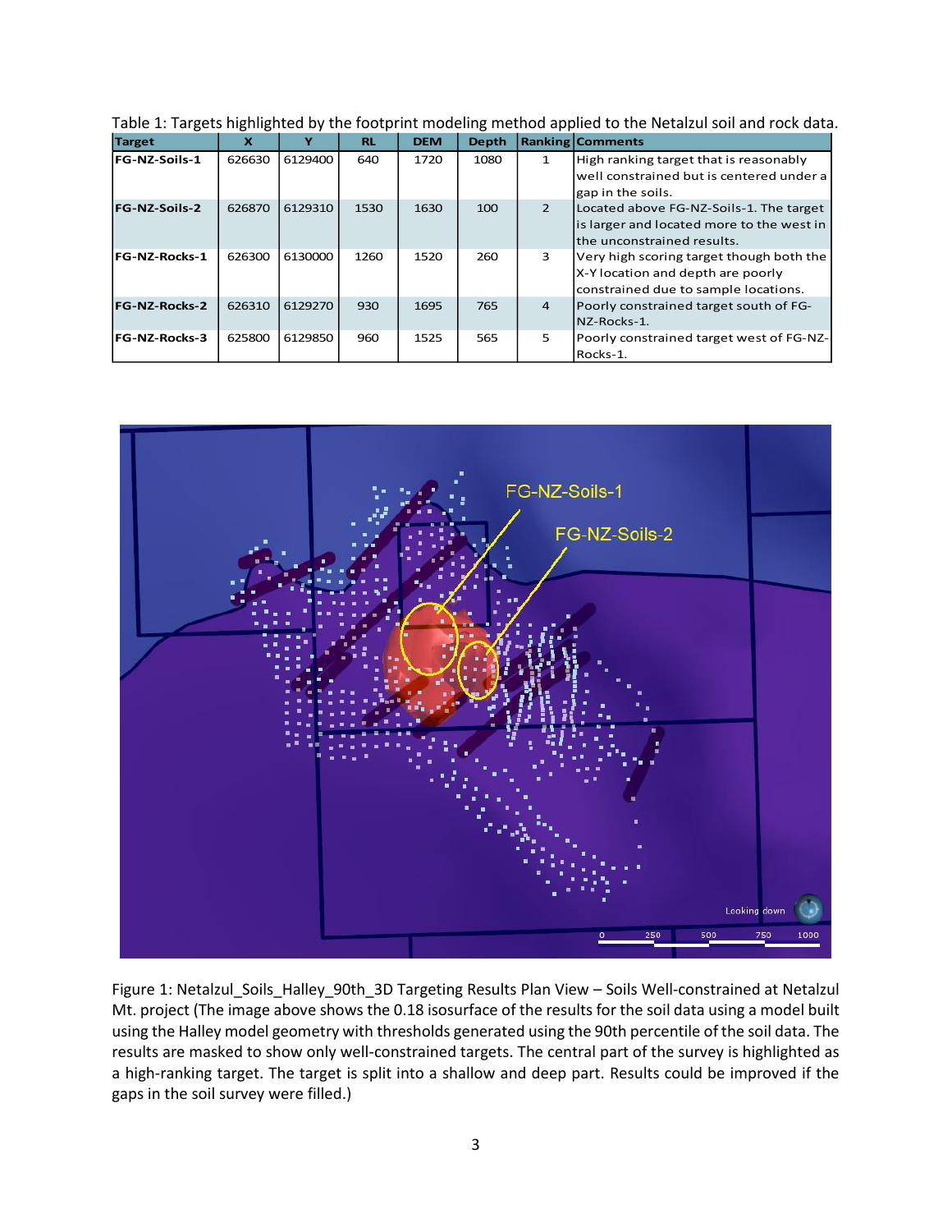Table 1: Targets highlighted by the footprint modeling method applied to the Netalzul soil and rock data.

| Target | X | Y | RL | DEM | Depth | Ranking | Comments |
|---|---|---|---|---|---|---|---|
| FG-NZ-Soils-1 | 626630 | 6129400 | 640 | 1720 | 1080 | 1 | High ranking target that is reasonably well constrained but is centered under a gap in the soils. |
| FG-NZ-Soils-2 | 626870 | 6129310 | 1530 | 1630 | 100 | 2 | Located above FG-NZ-Soils-1. The target is larger and located more to the west in the unconstrained results. |
| FG-NZ-Rocks-1 | 626300 | 6130000 | 1260 | 1520 | 260 | 3 | Very high scoring target though both the X-Y location and depth are poorly constrained due to sample locations. |
| FG-NZ-Rocks-2 | 626310 | 6129270 | 930 | 1695 | 765 | 4 | Poorly constrained target south of FG-NZ-Rocks-1. |
| FG-NZ-Rocks-3 | 625800 | 6129850 | 960 | 1525 | 565 | 5 | Poorly constrained target west of FG-NZ-Rocks-1. |

Figure 1: Netalzul_Soils_Halley_90th_3D Targeting Results Plan View – Soils Well-constrained at Netalzul Mt. project (The image above shows the 0.18 isosurface of the results for the soil data using a model built using the Halley model geometry with thresholds generated using the 90th percentile of the soil data. The results are masked to show only well-constrained targets. The central part of the survey is highlighted as a high-ranking target. The target is split into a shallow and deep part. Results could be improved if the gaps in the soil survey were filled.)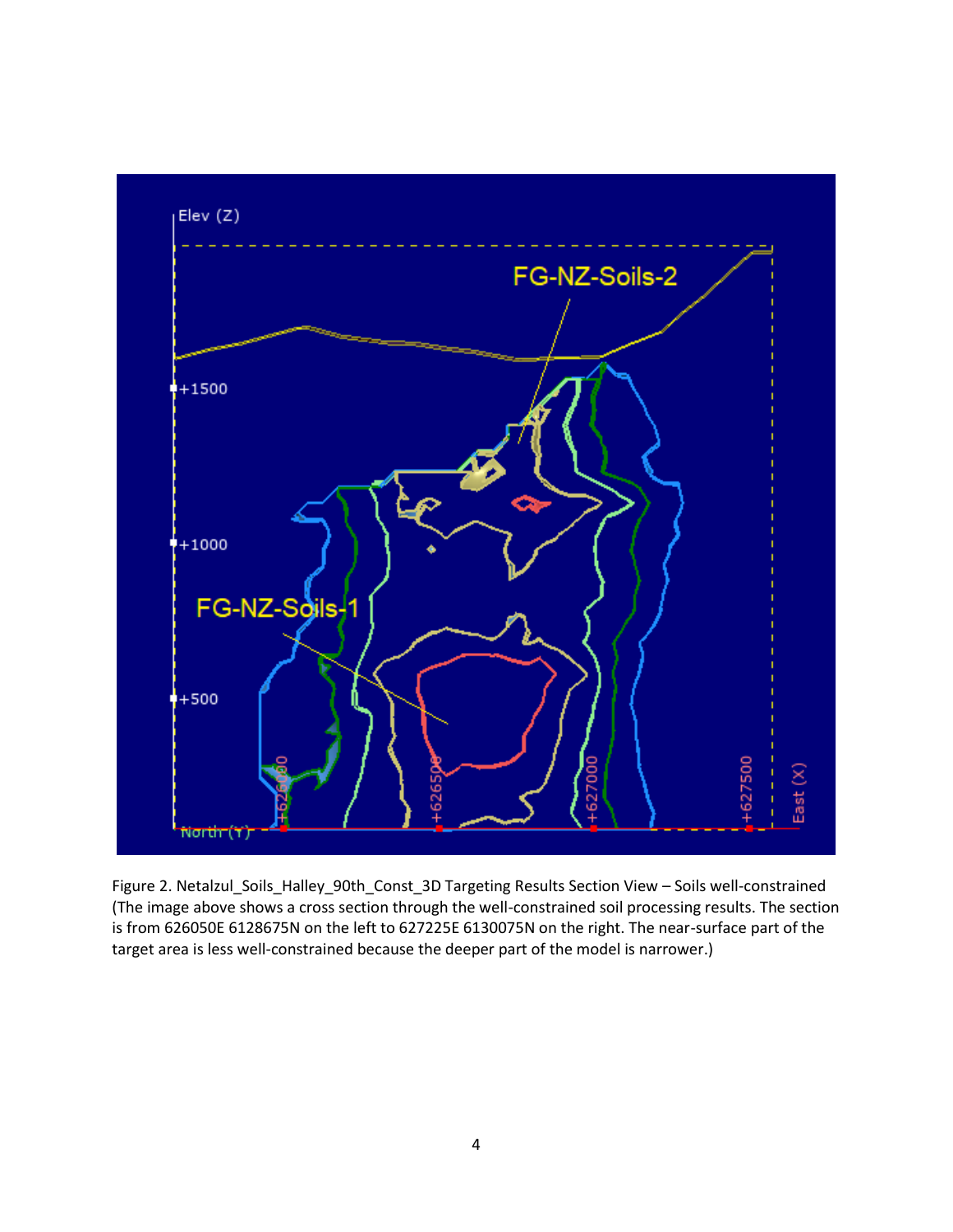Figure 2. Netalzul_Soils_Halley_90th_Const_3D Targeting Results Section View – Soils well-constrained (The image above shows a cross section through the well-constrained soil processing results. The section is from 626050E 6128675N on the left to 627225E 6130075N on the right. The near-surface part of the target area is less well-constrained because the deeper part of the model is narrower.)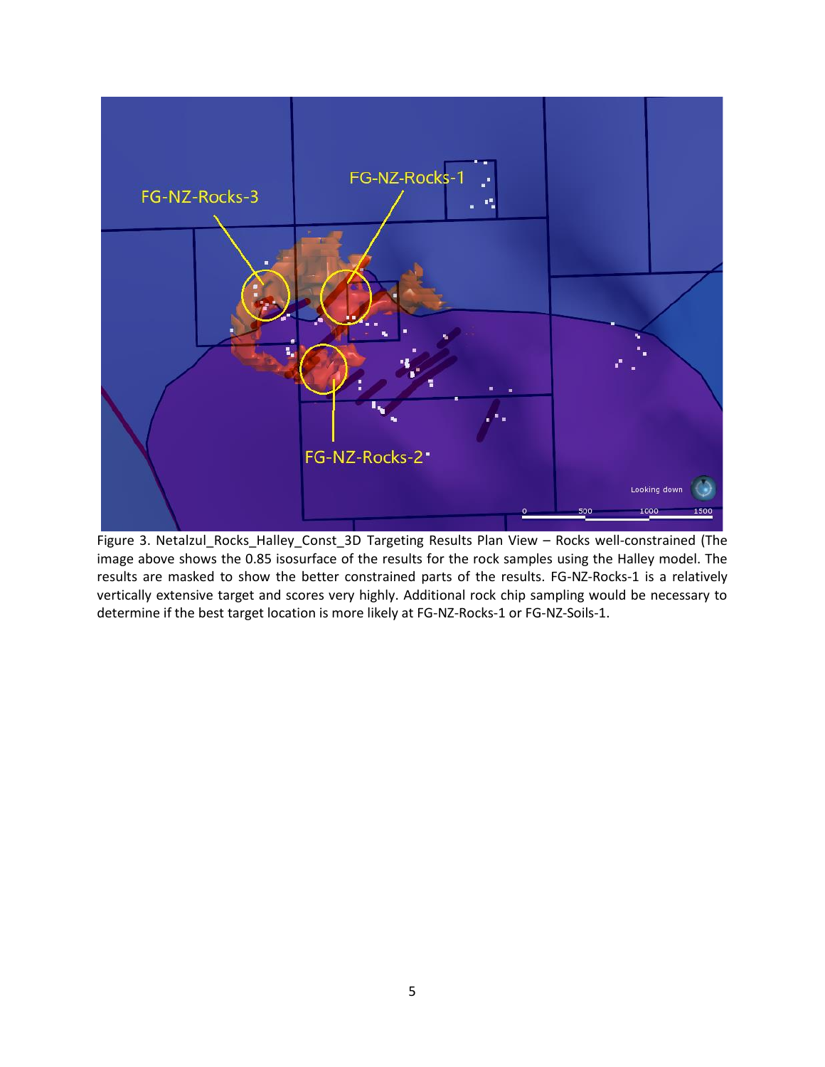Figure 3. Netalzul_Rocks_Halley_Const_3D Targeting Results Plan View – Rocks well-constrained (The image above shows the 0.85 isosurface of the results for the rock samples using the Halley model. The results are masked to show the better constrained parts of the results. FG-NZ-Rocks-1 is a relatively vertically extensive target and scores very highly. Additional rock chip sampling would be necessary to determine if the best target location is more likely at FG-NZ-Rocks-1 or FG-NZ-Soils-1.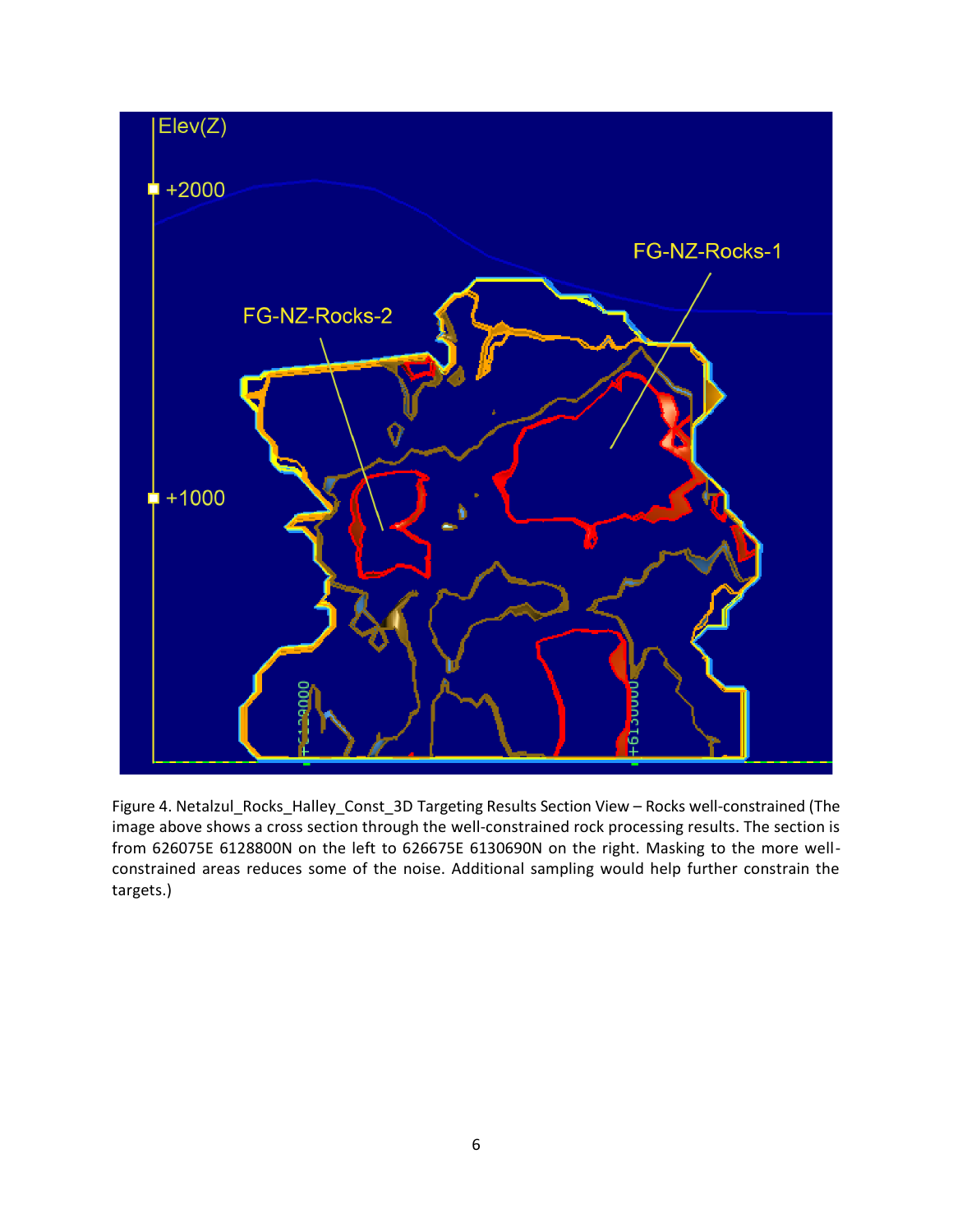Figure 4. Netalzul_Rocks_Halley_Const_3D Targeting Results Section View – Rocks well-constrained (The image above shows a cross section through the well-constrained rock processing results. The section is from 626075E 6128800N on the left to 626675E 6130690N on the right. Masking to the more well-constrained areas reduces some of the noise. Additional sampling would help further constrain the targets.)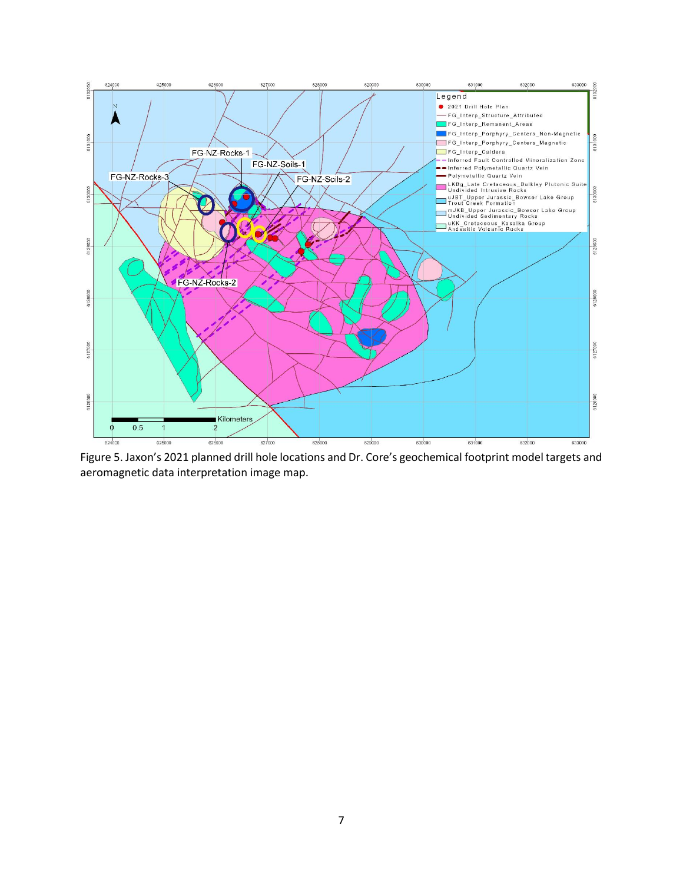Figure 5. Jaxon's 2021 planned drill hole locations and Dr. Core's geochemical footprint model targets and aeromagnetic data interpretation image map.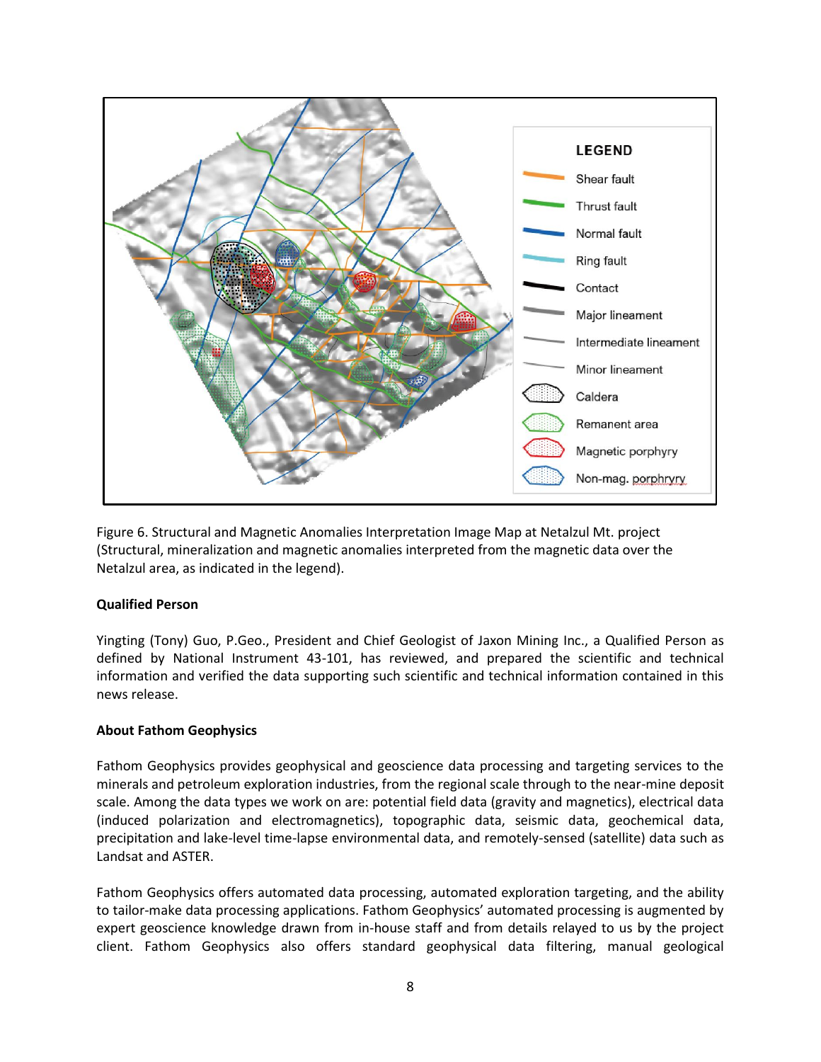Figure 6. Structural and Magnetic Anomalies Interpretation Image Map at Netalzul Mt. project (Structural, mineralization and magnetic anomalies interpreted from the magnetic data over the Netalzul area, as indicated in the legend).

**Qualified Person**

Yingting (Tony) Guo, P.Geo., President and Chief Geologist of Jaxon Mining Inc., a Qualified Person as defined by National Instrument 43-101, has reviewed, and prepared the scientific and technical information and verified the data supporting such scientific and technical information contained in this news release.

**About Fathom Geophysics**

Fathom Geophysics provides geophysical and geoscience data processing and targeting services to the minerals and petroleum exploration industries, from the regional scale through to the near-mine deposit scale. Among the data types we work on are: potential field data (gravity and magnetics), electrical data (induced polarization and electromagnetics), topographic data, seismic data, geochemical data, precipitation and lake-level time-lapse environmental data, and remotely-sensed (satellite) data such as Landsat and ASTER.

Fathom Geophysics offers automated data processing, automated exploration targeting, and the ability to tailor-make data processing applications. Fathom Geophysics' automated processing is augmented by expert geoscience knowledge drawn from in-house staff and from details relayed to us by the project client. Fathom Geophysics also offers standard geophysical data filtering, manual geological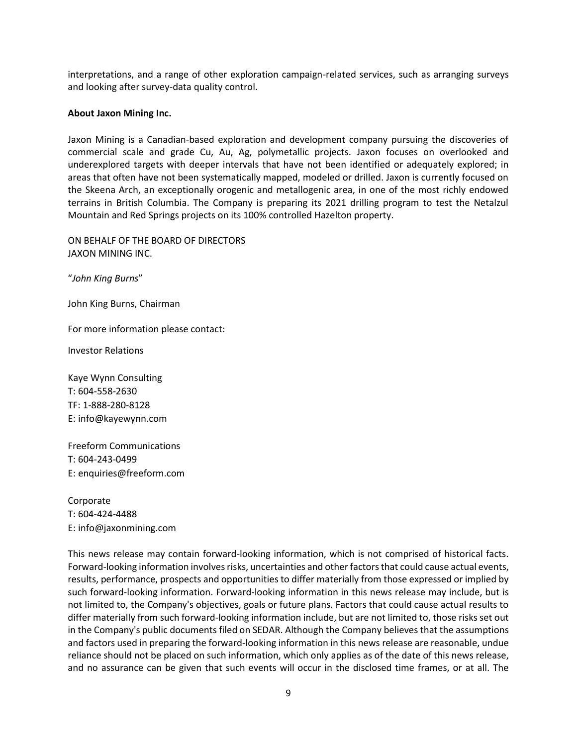interpretations, and a range of other exploration campaign-related services, such as arranging surveys and looking after survey-data quality control.

**About Jaxon Mining Inc.**

Jaxon Mining is a Canadian-based exploration and development company pursuing the discoveries of commercial scale and grade Cu, Au, Ag, polymetallic projects. Jaxon focuses on overlooked and underexplored targets with deeper intervals that have not been identified or adequately explored; in areas that often have not been systematically mapped, modeled or drilled. Jaxon is currently focused on the Skeena Arch, an exceptionally orogenic and metallogenic area, in one of the most richly endowed terrains in British Columbia. The Company is preparing its 2021 drilling program to test the Netalzul Mountain and Red Springs projects on its 100% controlled Hazelton property.

ON BEHALF OF THE BOARD OF DIRECTORS
JAXON MINING INC.

"*John King Burns*"

John King Burns, Chairman

For more information please contact:

Investor Relations

Kaye Wynn Consulting
T: 604-558-2630
TF: 1-888-280-8128
E: info@kayewynn.com

Freeform Communications
T: 604-243-0499
E: enquiries@freeform.com

Corporate
T: 604-424-4488
E: info@jaxonmining.com

This news release may contain forward-looking information, which is not comprised of historical facts. Forward-looking information involves risks, uncertainties and other factors that could cause actual events, results, performance, prospects and opportunities to differ materially from those expressed or implied by such forward-looking information. Forward-looking information in this news release may include, but is not limited to, the Company's objectives, goals or future plans. Factors that could cause actual results to differ materially from such forward-looking information include, but are not limited to, those risks set out in the Company's public documents filed on SEDAR. Although the Company believes that the assumptions and factors used in preparing the forward-looking information in this news release are reasonable, undue reliance should not be placed on such information, which only applies as of the date of this news release, and no assurance can be given that such events will occur in the disclosed time frames, or at all. The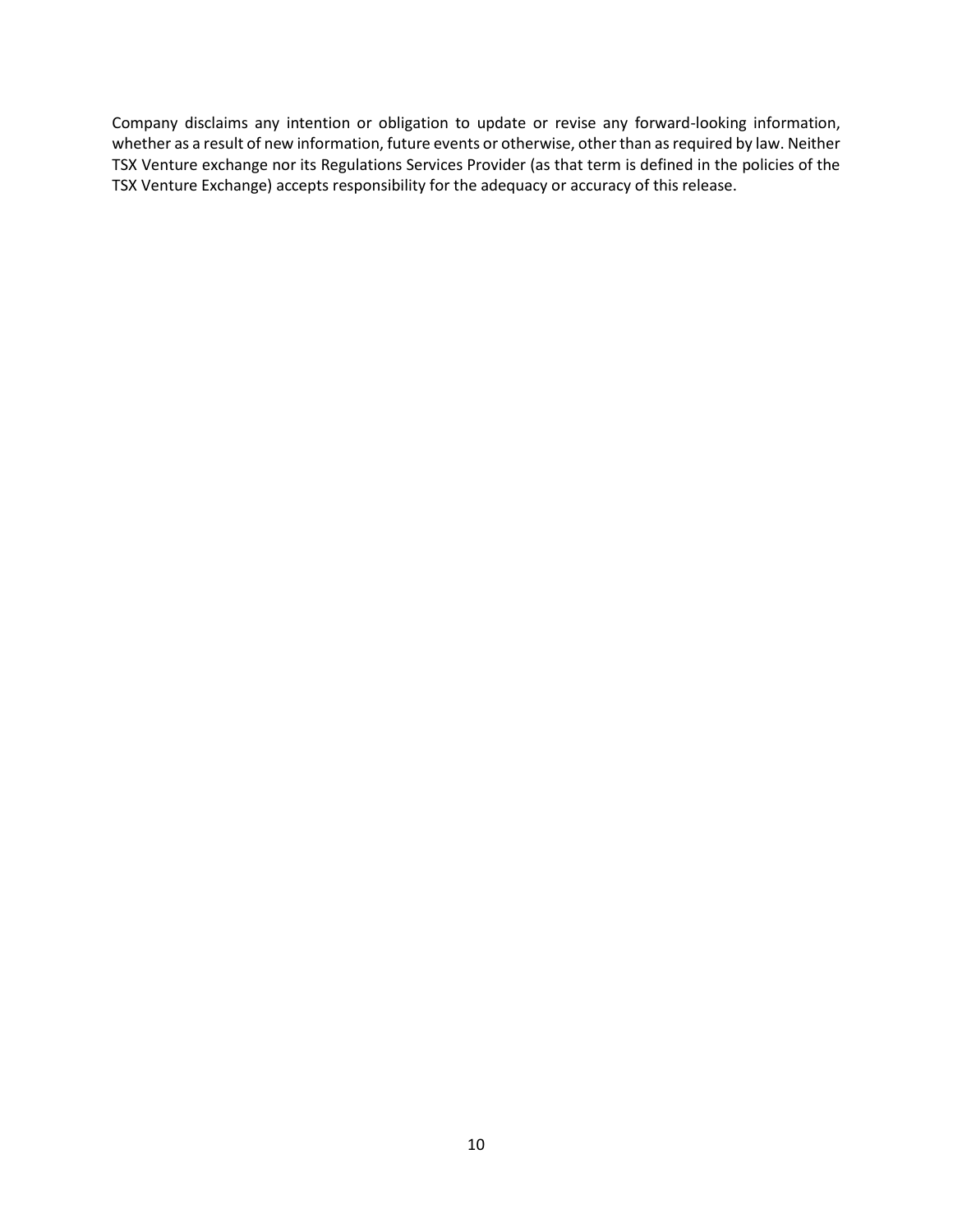Company disclaims any intention or obligation to update or revise any forward-looking information, whether as a result of new information, future events or otherwise, other than as required by law. Neither TSX Venture exchange nor its Regulations Services Provider (as that term is defined in the policies of the TSX Venture Exchange) accepts responsibility for the adequacy or accuracy of this release.